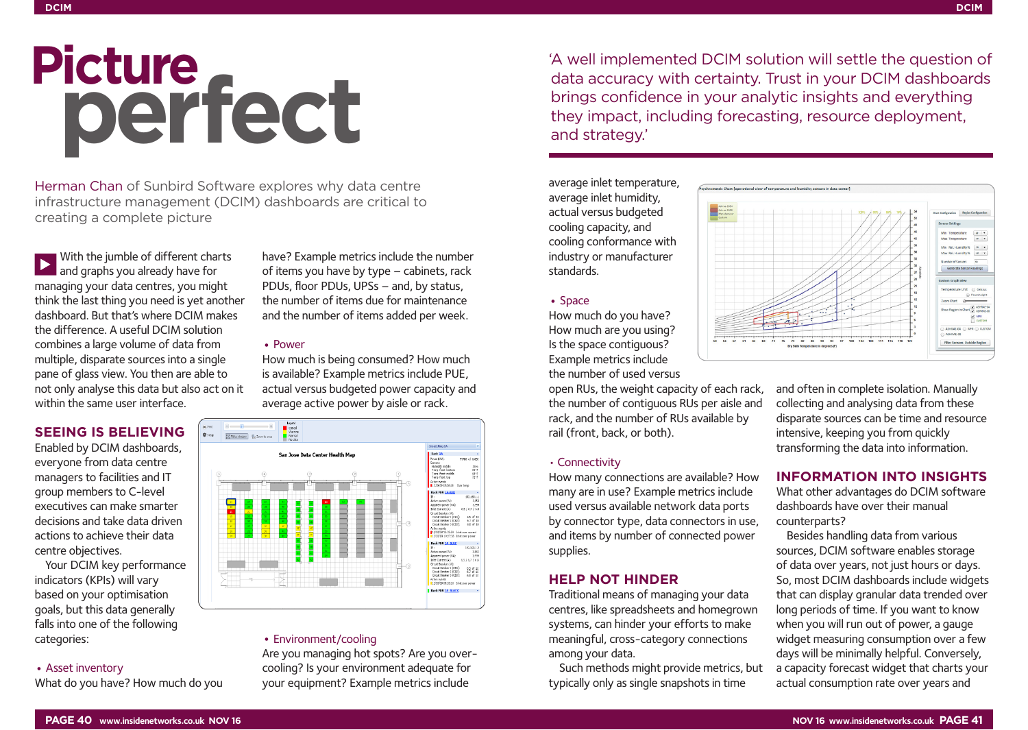# Picture perfect

Herman Chan of Sunbird Software explores why data centre infrastructure management (DCIM) dashboards are critical to creating a complete picture

With the jumble of different charts and graphs you already have for managing your data centres, you might think the last thing you need is yet another dashboard. But that's where DCIM makes the difference. A useful DCIM solution combines a large volume of data from multiple, disparate sources into a single pane of glass view. You then are able to not only analyse this data but also act on it within the same user interface.

## SEEING IS BELIEVING

Enabled by DCIM dashboards, everyone from data centre managers to facilities and IT group members to C-level executives can make smarter decisions and take data driven actions to achieve their data centre objectives.

Your DCIM key performance indicators (KPIs) will vary based on your optimisation goals, but this data generally falls into one of the following categories:

- Asset inventory

What do you have? How much do you have? Example metrics include the number of items you have by type – cabinets, rack PDUs, floor PDUs, UPSs – and, by status, the number of items due for maintenance and the number of items added per week.

- Power

How much is being consumed? How much is available? Example metrics include PUE, actual versus budgeted power capacity and average active power by aisle or rack.

- Environment/cooling

Are you managing hot spots? Are you over-cooling? Is your environment adequate for your equipment? Example metrics include average inlet temperature, average inlet humidity, actual versus budgeted cooling capacity, and cooling conformance with industry or manufacturer standards.

- Space

How much do you have? How much are you using? Is the space contiguous? Example metrics include the number of used versus open RUs, the weight capacity of each rack, the number of contiguous RUs per aisle and rack, and the number of RUs available by rail (front, back, or both).

- Connectivity

How many connections are available? How many are in use? Example metrics include used versus available network data ports by connector type, data connectors in use, and items by number of connected power supplies.

> 'A well implemented DCIM solution will settle the question of data accuracy with certainty. Trust in your DCIM dashboards brings confidence in your analytic insights and everything they impact, including forecasting, resource deployment, and strategy.'

## HELP NOT HINDER

Traditional means of managing your data centres, like spreadsheets and homegrown systems, can hinder your efforts to make meaningful, cross-category connections among your data.

Such methods might provide metrics, but typically only as single snapshots in time and often in complete isolation. Manually collecting and analysing data from these disparate sources can be time and resource intensive, keeping you from quickly transforming the data into information.

## INFORMATION INTO INSIGHTS

What other advantages do DCIM software dashboards have over their manual counterparts?

Besides handling data from various sources, DCIM software enables storage of data over years, not just hours or days. So, most DCIM dashboards include widgets that can display granular data trended over long periods of time. If you want to know when you will run out of power, a gauge widget measuring consumption over a few days will be minimally helpful. Conversely, a capacity forecast widget that charts your actual consumption rate over years and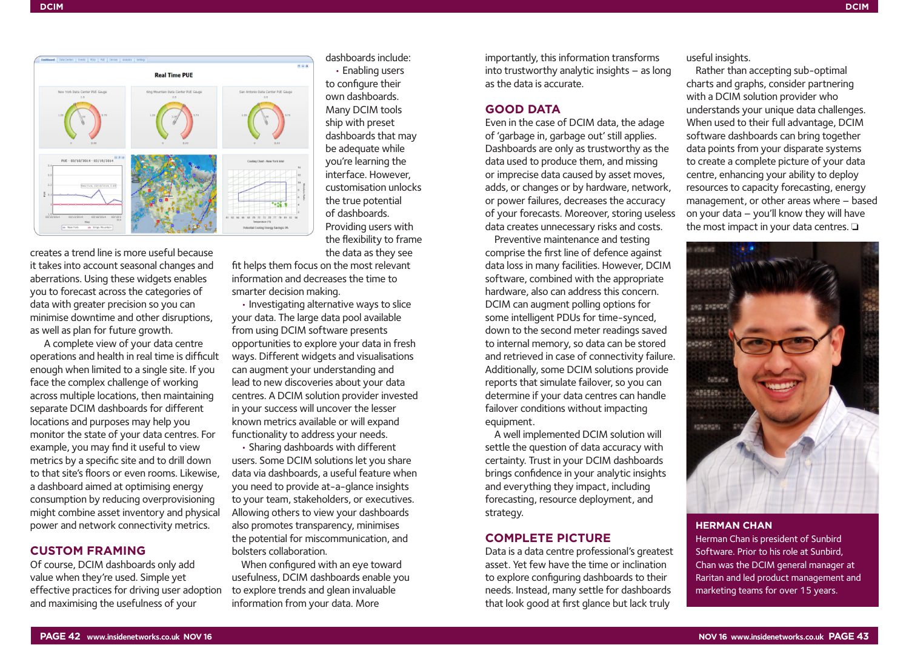Real Time PUE

New York Data Center PUE Gauge

King Mountain Data Center PUE Gauge

San Antonio Data Center PUE Gauge

PUE - 03/10/2014 - 03/19/2014

Cooling Chart - New York Intel

creates a trend line is more useful because it takes into account seasonal changes and aberrations. Using these widgets enables you to forecast across the categories of data with greater precision so you can minimise downtime and other disruptions, as well as plan for future growth.

A complete view of your data centre operations and health in real time is difficult enough when limited to a single site. If you face the complex challenge of working across multiple locations, then maintaining separate DCIM dashboards for different locations and purposes may help you monitor the state of your data centres. For example, you may find it useful to view metrics by a specific site and to drill down to that site's floors or even rooms. Likewise, a dashboard aimed at optimising energy consumption by reducing overprovisioning might combine asset inventory and physical power and network connectivity metrics.

## CUSTOM FRAMING

Of course, DCIM dashboards only add value when they're used. Simple yet effective practices for driving user adoption and maximising the usefulness of your dashboards include:

- Enabling users to configure their own dashboards. Many DCIM tools ship with preset dashboards that may be adequate while you're learning the interface. However, customisation unlocks the true potential of dashboards. Providing users with the flexibility to frame the data as they see fit helps them focus on the most relevant information and decreases the time to smarter decision making.
- Investigating alternative ways to slice your data. The large data pool available from using DCIM software presents opportunities to explore your data in fresh ways. Different widgets and visualisations can augment your understanding and lead to new discoveries about your data centres. A DCIM solution provider invested in your success will uncover the lesser known metrics available or will expand functionality to address your needs.
- Sharing dashboards with different users. Some DCIM solutions let you share data via dashboards, a useful feature when you need to provide at-a-glance insights to your team, stakeholders, or executives. Allowing others to view your dashboards also promotes transparency, minimises the potential for miscommunication, and bolsters collaboration.

When configured with an eye toward usefulness, DCIM dashboards enable you to explore trends and glean invaluable information from your data. More importantly, this information transforms into trustworthy analytic insights – as long as the data is accurate.

## GOOD DATA

Even in the case of DCIM data, the adage of 'garbage in, garbage out' still applies. Dashboards are only as trustworthy as the data used to produce them, and missing or imprecise data caused by asset moves, adds, or changes or by hardware, network, or power failures, decreases the accuracy of your forecasts. Moreover, storing useless data creates unnecessary risks and costs.

Preventive maintenance and testing comprise the first line of defence against data loss in many facilities. However, DCIM software, combined with the appropriate hardware, also can address this concern. DCIM can augment polling options for some intelligent PDUs for time-synced, down to the second meter readings saved to internal memory, so data can be stored and retrieved in case of connectivity failure. Additionally, some DCIM solutions provide reports that simulate failover, so you can determine if your data centres can handle failover conditions without impacting equipment.

A well implemented DCIM solution will settle the question of data accuracy with certainty. Trust in your DCIM dashboards brings confidence in your analytic insights and everything they impact, including forecasting, resource deployment, and strategy.

## COMPLETE PICTURE

Data is a data centre professional's greatest asset. Yet few have the time or inclination to explore configuring dashboards to their needs. Instead, many settle for dashboards that look good at first glance but lack truly useful insights.

Rather than accepting sub-optimal charts and graphs, consider partnering with a DCIM solution provider who understands your unique data challenges. When used to their full advantage, DCIM software dashboards can bring together data points from your disparate systems to create a complete picture of your data centre, enhancing your ability to deploy resources to capacity forecasting, energy management, or other areas where – based on your data – you'll know they will have the most impact in your data centres. ❑

**HERMAN CHAN**

Herman Chan is president of Sunbird Software. Prior to his role at Sunbird, Chan was the DCIM general manager at Raritan and led product management and marketing teams for over 15 years.